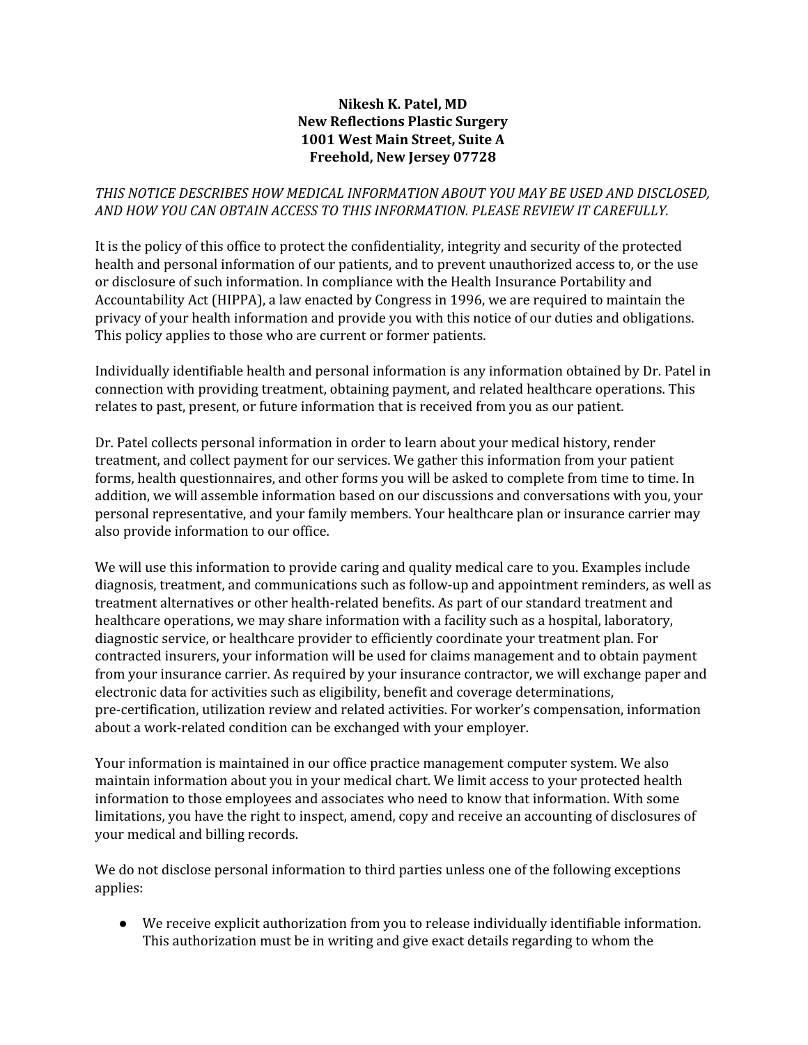**Nikesh K. Patel, MD**
**New Reflections Plastic Surgery**
**1001 West Main Street, Suite A**
**Freehold, New Jersey 07728**

*THIS NOTICE DESCRIBES HOW MEDICAL INFORMATION ABOUT YOU MAY BE USED AND DISCLOSED, AND HOW YOU CAN OBTAIN ACCESS TO THIS INFORMATION. PLEASE REVIEW IT CAREFULLY.*

It is the policy of this office to protect the confidentiality, integrity and security of the protected health and personal information of our patients, and to prevent unauthorized access to, or the use or disclosure of such information. In compliance with the Health Insurance Portability and Accountability Act (HIPPA), a law enacted by Congress in 1996, we are required to maintain the privacy of your health information and provide you with this notice of our duties and obligations. This policy applies to those who are current or former patients.

Individually identifiable health and personal information is any information obtained by Dr. Patel in connection with providing treatment, obtaining payment, and related healthcare operations. This relates to past, present, or future information that is received from you as our patient.

Dr. Patel collects personal information in order to learn about your medical history, render treatment, and collect payment for our services. We gather this information from your patient forms, health questionnaires, and other forms you will be asked to complete from time to time. In addition, we will assemble information based on our discussions and conversations with you, your personal representative, and your family members. Your healthcare plan or insurance carrier may also provide information to our office.

We will use this information to provide caring and quality medical care to you. Examples include diagnosis, treatment, and communications such as follow-up and appointment reminders, as well as treatment alternatives or other health-related benefits. As part of our standard treatment and healthcare operations, we may share information with a facility such as a hospital, laboratory, diagnostic service, or healthcare provider to efficiently coordinate your treatment plan. For contracted insurers, your information will be used for claims management and to obtain payment from your insurance carrier. As required by your insurance contractor, we will exchange paper and electronic data for activities such as eligibility, benefit and coverage determinations, pre-certification, utilization review and related activities. For worker's compensation, information about a work-related condition can be exchanged with your employer.

Your information is maintained in our office practice management computer system. We also maintain information about you in your medical chart. We limit access to your protected health information to those employees and associates who need to know that information. With some limitations, you have the right to inspect, amend, copy and receive an accounting of disclosures of your medical and billing records.

We do not disclose personal information to third parties unless one of the following exceptions applies:

- We receive explicit authorization from you to release individually identifiable information. This authorization must be in writing and give exact details regarding to whom the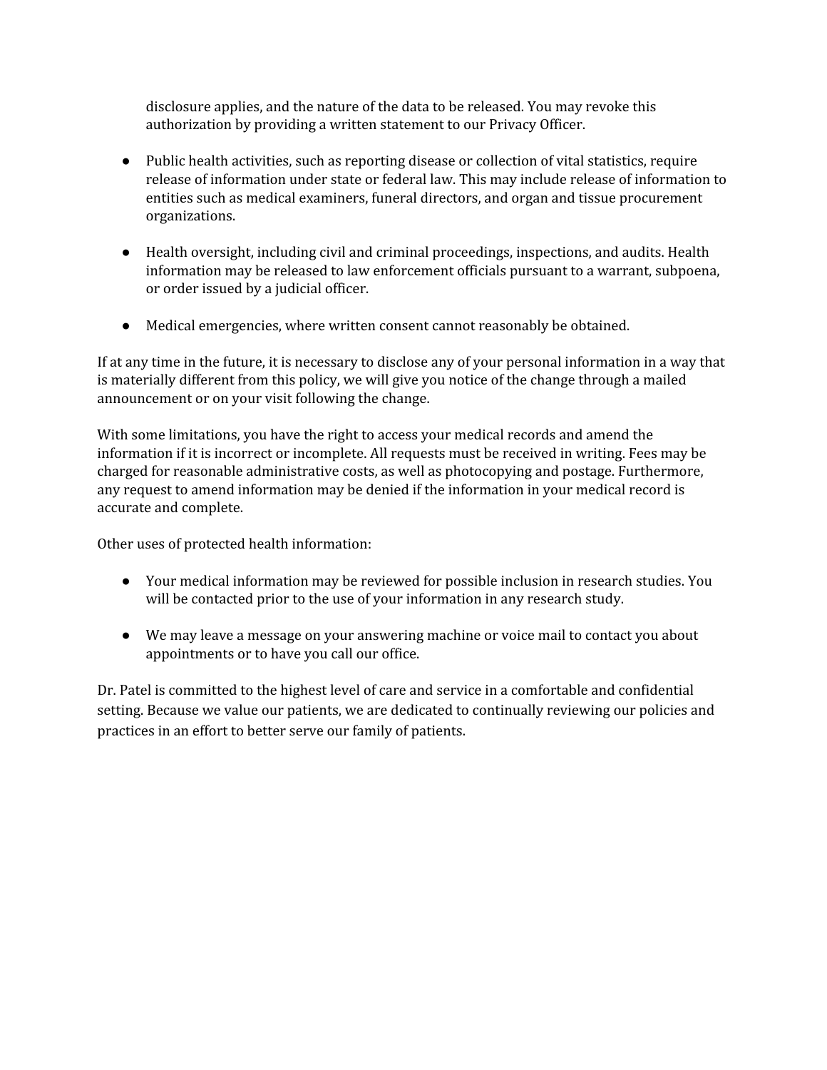disclosure applies, and the nature of the data to be released. You may revoke this authorization by providing a written statement to our Privacy Officer.

- Public health activities, such as reporting disease or collection of vital statistics, require release of information under state or federal law. This may include release of information to entities such as medical examiners, funeral directors, and organ and tissue procurement organizations.

- Health oversight, including civil and criminal proceedings, inspections, and audits. Health information may be released to law enforcement officials pursuant to a warrant, subpoena, or order issued by a judicial officer.

- Medical emergencies, where written consent cannot reasonably be obtained.

If at any time in the future, it is necessary to disclose any of your personal information in a way that is materially different from this policy, we will give you notice of the change through a mailed announcement or on your visit following the change.

With some limitations, you have the right to access your medical records and amend the information if it is incorrect or incomplete. All requests must be received in writing. Fees may be charged for reasonable administrative costs, as well as photocopying and postage. Furthermore, any request to amend information may be denied if the information in your medical record is accurate and complete.

Other uses of protected health information:

- Your medical information may be reviewed for possible inclusion in research studies. You will be contacted prior to the use of your information in any research study.

- We may leave a message on your answering machine or voice mail to contact you about appointments or to have you call our office.

Dr. Patel is committed to the highest level of care and service in a comfortable and confidential setting. Because we value our patients, we are dedicated to continually reviewing our policies and practices in an effort to better serve our family of patients.